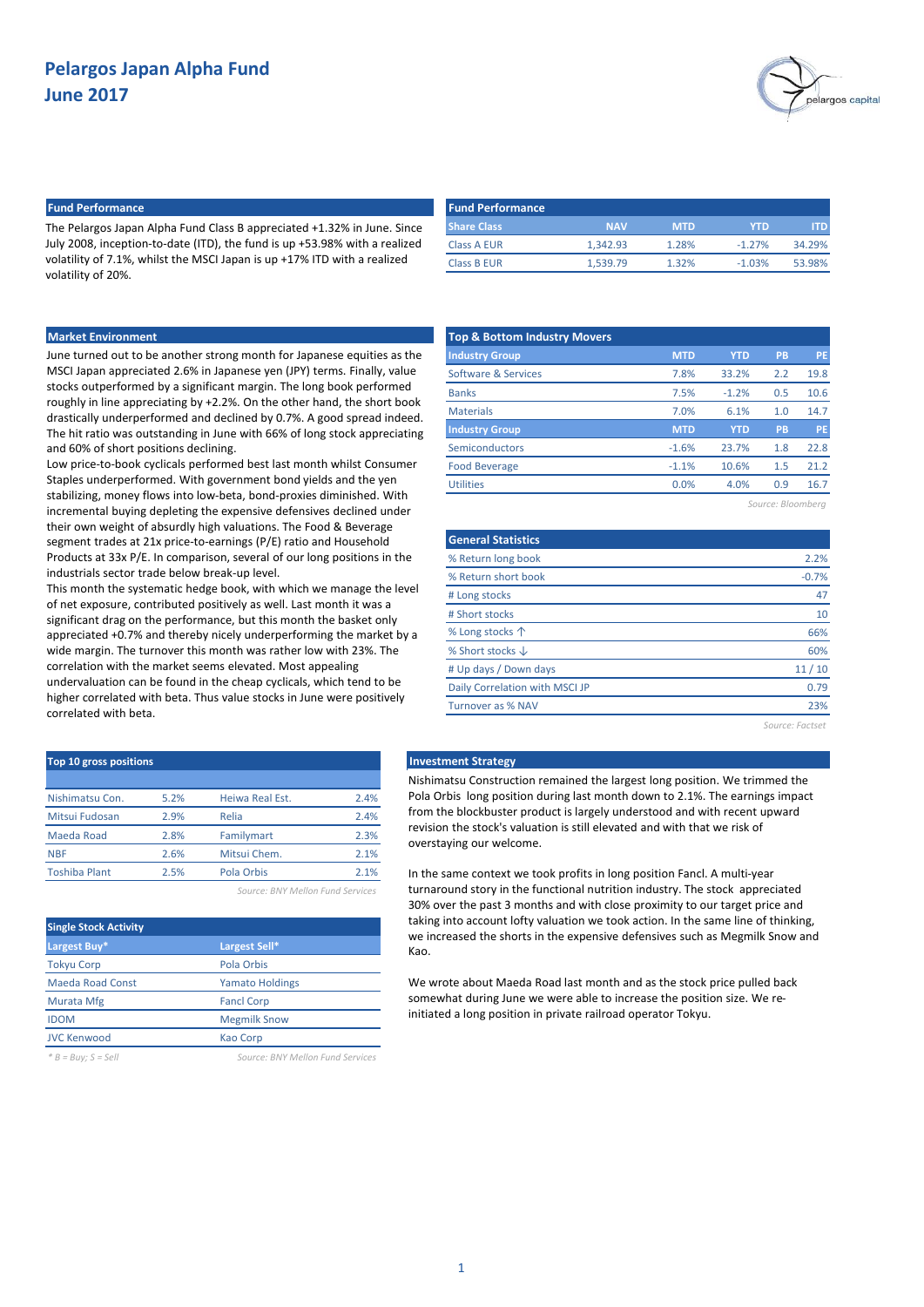# Pelargos Japan Alpha Fund
## June 2017

### Fund Performance

The Pelargos Japan Alpha Fund Class B appreciated +1.32% in June. Since July 2008, inception-to-date (ITD), the fund is up +53.98% with a realized volatility of 7.1%, whilst the MSCI Japan is up +17% ITD with a realized volatility of 20%.

### Fund Performance

| Share Class | NAV | MTD | YTD | ITD |
|---|---|---|---|---|
| Class A EUR | 1,342.93 | 1.28% | -1.27% | 34.29% |
| Class B EUR | 1,539.79 | 1.32% | -1.03% | 53.98% |

### Market Environment

June turned out to be another strong month for Japanese equities as the MSCI Japan appreciated 2.6% in Japanese yen (JPY) terms. Finally, value stocks outperformed by a significant margin. The long book performed roughly in line appreciating by +2.2%. On the other hand, the short book drastically underperformed and declined by 0.7%. A good spread indeed. The hit ratio was outstanding in June with 66% of long stock appreciating and 60% of short positions declining.

Low price-to-book cyclicals performed best last month whilst Consumer Staples underperformed. With government bond yields and the yen stabilizing, money flows into low-beta, bond-proxies diminished. With incremental buying depleting the expensive defensives declined under their own weight of absurdly high valuations. The Food & Beverage segment trades at 21x price-to-earnings (P/E) ratio and Household Products at 33x P/E. In comparison, several of our long positions in the industrials sector trade below break-up level.

This month the systematic hedge book, with which we manage the level of net exposure, contributed positively as well. Last month it was a significant drag on the performance, but this month the basket only appreciated +0.7% and thereby nicely underperforming the market by a wide margin. The turnover this month was rather low with 23%. The correlation with the market seems elevated. Most appealing undervaluation can be found in the cheap cyclicals, which tend to be higher correlated with beta. Thus value stocks in June were positively correlated with beta.

### Top & Bottom Industry Movers

| Industry Group | MTD | YTD | PB | PE |
|---|---|---|---|---|
| Software & Services | 7.8% | 33.2% | 2.2 | 19.8 |
| Banks | 7.5% | -1.2% | 0.5 | 10.6 |
| Materials | 7.0% | 6.1% | 1.0 | 14.7 |
| **Industry Group** | **MTD** | **YTD** | **PB** | **PE** |
| Semiconductors | -1.6% | 23.7% | 1.8 | 22.8 |
| Food Beverage | -1.1% | 10.6% | 1.5 | 21.2 |
| Utilities | 0.0% | 4.0% | 0.9 | 16.7 |

*Source: Bloomberg*

### General Statistics

| | |
|---|---|
| % Return long book | 2.2% |
| % Return short book | -0.7% |
| # Long stocks | 47 |
| # Short stocks | 10 |
| % Long stocks ↑ | 66% |
| % Short stocks ↓ | 60% |
| # Up days / Down days | 11 / 10 |
| Daily Correlation with MSCI JP | 0.79 |
| Turnover as % NAV | 23% |

*Source: Factset*

### Top 10 gross positions

| | | | |
|---|---|---|---|
| Nishimatsu Con. | 5.2% | Heiwa Real Est. | 2.4% |
| Mitsui Fudosan | 2.9% | Relia | 2.4% |
| Maeda Road | 2.8% | Familymart | 2.3% |
| NBF | 2.6% | Mitsui Chem. | 2.1% |
| Toshiba Plant | 2.5% | Pola Orbis | 2.1% |

*Source: BNY Mellon Fund Services*

### Single Stock Activity

| Largest Buy* | Largest Sell* |
|---|---|
| Tokyu Corp | Pola Orbis |
| Maeda Road Const | Yamato Holdings |
| Murata Mfg | Fancl Corp |
| IDOM | Megmilk Snow |
| JVC Kenwood | Kao Corp |

*\* B = Buy; S = Sell* — *Source: BNY Mellon Fund Services*

### Investment Strategy

Nishimatsu Construction remained the largest long position. We trimmed the Pola Orbis long position during last month down to 2.1%. The earnings impact from the blockbuster product is largely understood and with recent upward revision the stock's valuation is still elevated and with that we risk of overstaying our welcome.

In the same context we took profits in long position Fancl. A multi-year turnaround story in the functional nutrition industry. The stock appreciated 30% over the past 3 months and with close proximity to our target price and taking into account lofty valuation we took action. In the same line of thinking, we increased the shorts in the expensive defensives such as Megmilk Snow and Kao.

We wrote about Maeda Road last month and as the stock price pulled back somewhat during June we were able to increase the position size. We re-initiated a long position in private railroad operator Tokyu.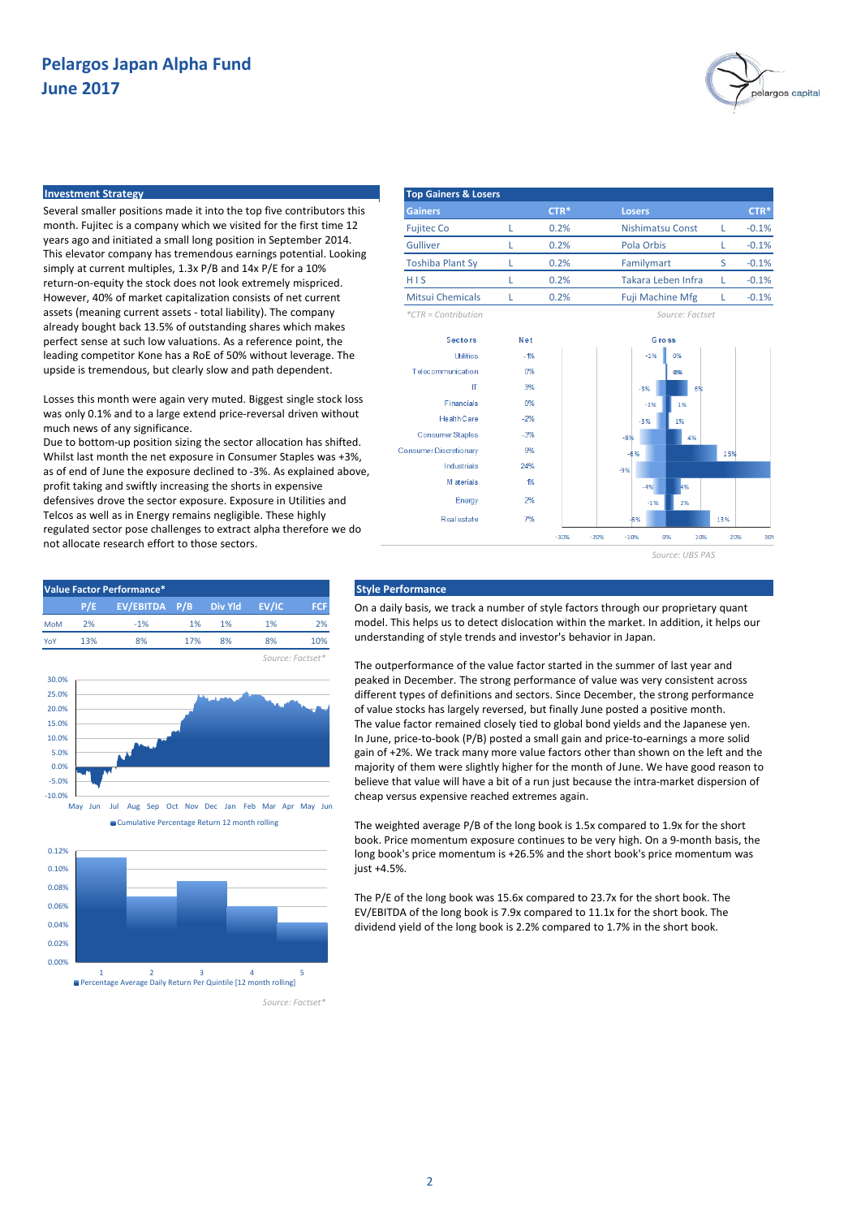# Pelargos Japan Alpha Fund
# June 2017

## Investment Strategy

Several smaller positions made it into the top five contributors this month. Fujitec is a company which we visited for the first time 12 years ago and initiated a small long position in September 2014. This elevator company has tremendous earnings potential. Looking simply at current multiples, 1.3x P/B and 14x P/E for a 10% return-on-equity the stock does not look extremely mispriced. However, 40% of market capitalization consists of net current assets (meaning current assets - total liability). The company already bought back 13.5% of outstanding shares which makes perfect sense at such low valuations. As a reference point, the leading competitor Kone has a RoE of 50% without leverage. The upside is tremendous, but clearly slow and path dependent.

Losses this month were again very muted. Biggest single stock loss was only 0.1% and to a large extend price-reversal driven without much news of any significance.
Due to bottom-up position sizing the sector allocation has shifted. Whilst last month the net exposure in Consumer Staples was +3%, as of end of June the exposure declined to -3%. As explained above, profit taking and swiftly increasing the shorts in expensive defensives drove the sector exposure. Exposure in Utilities and Telcos as well as in Energy remains negligible. These highly regulated sector pose challenges to extract alpha therefore we do not allocate research effort to those sectors.

## Top Gainers & Losers

| Gainers | | CTR* | Losers | | CTR* |
|---|---|---|---|---|---|
| Fujitec Co | L | 0.2% | Nishimatsu Const | L | -0.1% |
| Gulliver | L | 0.2% | Pola Orbis | L | -0.1% |
| Toshiba Plant Sy | L | 0.2% | Familymart | S | -0.1% |
| H I S | L | 0.2% | Takara Leben Infra | L | -0.1% |
| Mitsui Chemicals | L | 0.2% | Fuji Machine Mfg | L | -0.1% |

*CTR = Contribution

Source: Factset

| Sectors | Net | Gross (short) | Gross (long) |
|---|---|---|---|
| Utilities | -1% | -1% | 0% |
| Telecommunication | 0% | 0% | 0% |
| IT | 3% | -3% | 6% |
| Financials | 0% | -1% | 1% |
| Health Care | -2% | -3% | 1% |
| Consumer Staples | -3% | -8% | 4% |
| Consumer Discretionary | 9% | -6% | 15% |
| Industrials | 24% | -9% | |
| Materials | 1% | -4% | 4% |
| Energy | 2% | -1% | 2% |
| Real estate | 7% | -5% | 13% |

Source: UBS PAS

## Value Factor Performance*

| | P/E | EV/EBITDA | P/B | Div Yld | EV/IC | FCF |
|---|---|---|---|---|---|---|
| MoM | 2% | -1% | 1% | 1% | 1% | 2% |
| YoY | 13% | 8% | 17% | 8% | 8% | 10% |

Source: Factset*

Cumulative Percentage Return 12 month rolling

Percentage Average Daily Return Per Quintile [12 month rolling]

Source: Factset*

## Style Performance

On a daily basis, we track a number of style factors through our proprietary quant model. This helps us to detect dislocation within the market. In addition, it helps our understanding of style trends and investor's behavior in Japan.

The outperformance of the value factor started in the summer of last year and peaked in December. The strong performance of value was very consistent across different types of definitions and sectors. Since December, the strong performance of value stocks has largely reversed, but finally June posted a positive month.
The value factor remained closely tied to global bond yields and the Japanese yen. In June, price-to-book (P/B) posted a small gain and price-to-earnings a more solid gain of +2%. We track many more value factors other than shown on the left and the majority of them were slightly higher for the month of June. We have good reason to believe that value will have a bit of a run just because the intra-market dispersion of cheap versus expensive reached extremes again.

The weighted average P/B of the long book is 1.5x compared to 1.9x for the short book. Price momentum exposure continues to be very high. On a 9-month basis, the long book's price momentum is +26.5% and the short book's price momentum was just +4.5%.

The P/E of the long book was 15.6x compared to 23.7x for the short book. The EV/EBITDA of the long book is 7.9x compared to 11.1x for the short book. The dividend yield of the long book is 2.2% compared to 1.7% in the short book.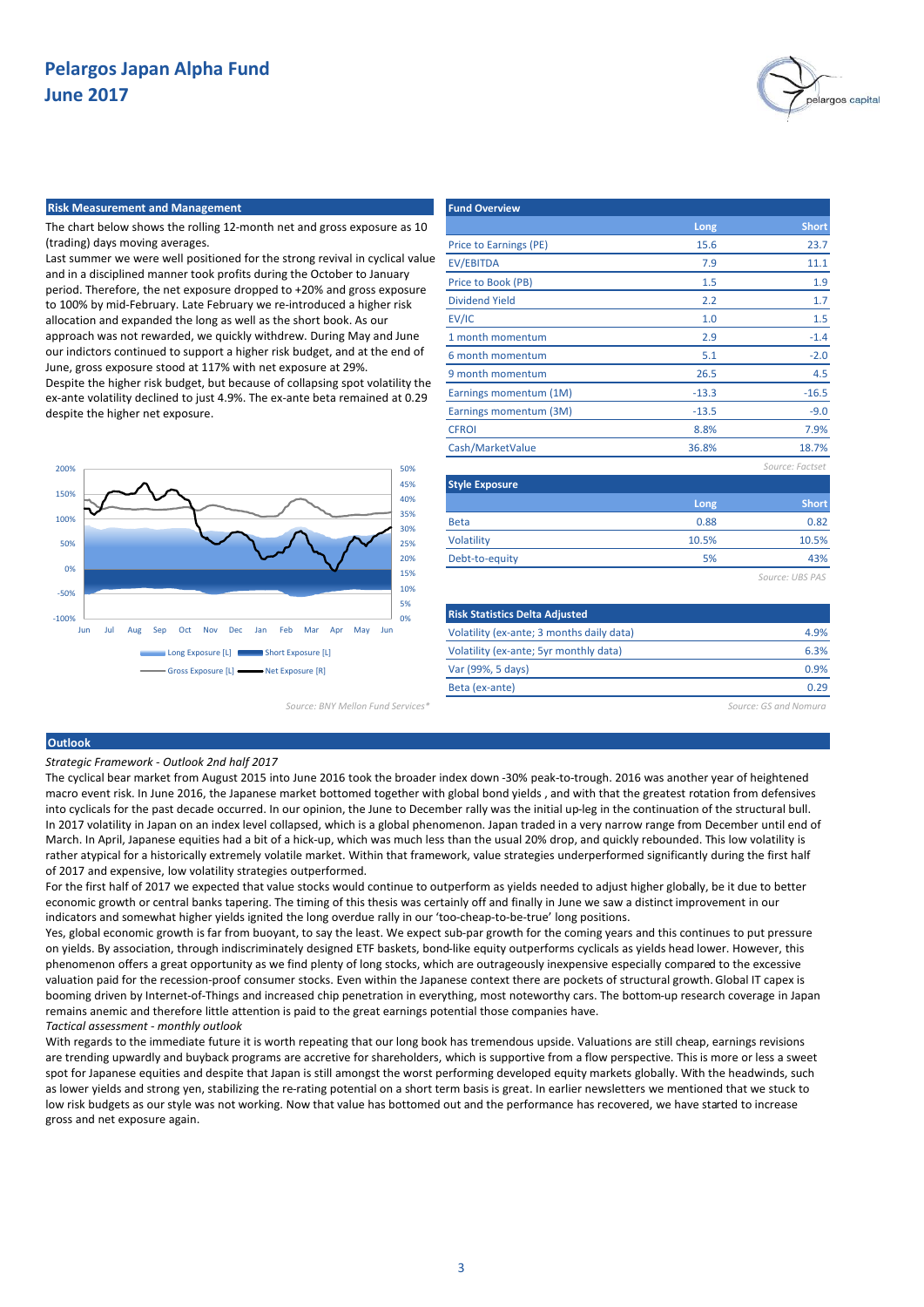# Pelargos Japan Alpha Fund
## June 2017

### Risk Measurement and Management

The chart below shows the rolling 12-month net and gross exposure as 10 (trading) days moving averages.

Last summer we were well positioned for the strong revival in cyclical value and in a disciplined manner took profits during the October to January period. Therefore, the net exposure dropped to +20% and gross exposure to 100% by mid-February. Late February we re-introduced a higher risk allocation and expanded the long as well as the short book. As our approach was not rewarded, we quickly withdrew. During May and June our indictors continued to support a higher risk budget, and at the end of June, gross exposure stood at 117% with net exposure at 29%.

Despite the higher risk budget, but because of collapsing spot volatility the ex-ante volatility declined to just 4.9%. The ex-ante beta remained at 0.29 despite the higher net exposure.

Long Exposure [L] | Short Exposure [L] | Gross Exposure [L] | Net Exposure [R]

*Source: BNY Mellon Fund Services\**

### Fund Overview

| | Long | Short |
|---|---|---|
| Price to Earnings (PE) | 15.6 | 23.7 |
| EV/EBITDA | 7.9 | 11.1 |
| Price to Book (PB) | 1.5 | 1.9 |
| Dividend Yield | 2.2 | 1.7 |
| EV/IC | 1.0 | 1.5 |
| 1 month momentum | 2.9 | -1.4 |
| 6 month momentum | 5.1 | -2.0 |
| 9 month momentum | 26.5 | 4.5 |
| Earnings momentum (1M) | -13.3 | -16.5 |
| Earnings momentum (3M) | -13.5 | -9.0 |
| CFROI | 8.8% | 7.9% |
| Cash/MarketValue | 36.8% | 18.7% |

*Source: Factset*

### Style Exposure

| | Long | Short |
|---|---|---|
| Beta | 0.88 | 0.82 |
| Volatility | 10.5% | 10.5% |
| Debt-to-equity | 5% | 43% |

*Source: UBS PAS*

### Risk Statistics Delta Adjusted

| | |
|---|---|
| Volatility (ex-ante; 3 months daily data) | 4.9% |
| Volatility (ex-ante; 5yr monthly data) | 6.3% |
| Var (99%, 5 days) | 0.9% |
| Beta (ex-ante) | 0.29 |

*Source: GS and Nomura*

### Outlook

*Strategic Framework - Outlook 2nd half 2017*

The cyclical bear market from August 2015 into June 2016 took the broader index down -30% peak-to-trough. 2016 was another year of heightened macro event risk. In June 2016, the Japanese market bottomed together with global bond yields , and with that the greatest rotation from defensives into cyclicals for the past decade occurred. In our opinion, the June to December rally was the initial up-leg in the continuation of the structural bull. In 2017 volatility in Japan on an index level collapsed, which is a global phenomenon. Japan traded in a very narrow range from December until end of March. In April, Japanese equities had a bit of a hick-up, which was much less than the usual 20% drop, and quickly rebounded. This low volatility is rather atypical for a historically extremely volatile market. Within that framework, value strategies underperformed significantly during the first half of 2017 and expensive, low volatility strategies outperformed.

For the first half of 2017 we expected that value stocks would continue to outperform as yields needed to adjust higher globally, be it due to better economic growth or central banks tapering. The timing of this thesis was certainly off and finally in June we saw a distinct improvement in our indicators and somewhat higher yields ignited the long overdue rally in our 'too-cheap-to-be-true' long positions.

Yes, global economic growth is far from buoyant, to say the least. We expect sub-par growth for the coming years and this continues to put pressure on yields. By association, through indiscriminately designed ETF baskets, bond-like equity outperforms cyclicals as yields head lower. However, this phenomenon offers a great opportunity as we find plenty of long stocks, which are outrageously inexpensive especially compared to the excessive valuation paid for the recession-proof consumer stocks. Even within the Japanese context there are pockets of structural growth. Global IT capex is booming driven by Internet-of-Things and increased chip penetration in everything, most noteworthy cars. The bottom-up research coverage in Japan remains anemic and therefore little attention is paid to the great earnings potential those companies have.

*Tactical assessment - monthly outlook*

With regards to the immediate future it is worth repeating that our long book has tremendous upside. Valuations are still cheap, earnings revisions are trending upwardly and buyback programs are accretive for shareholders, which is supportive from a flow perspective. This is more or less a sweet spot for Japanese equities and despite that Japan is still amongst the worst performing developed equity markets globally. With the headwinds, such as lower yields and strong yen, stabilizing the re-rating potential on a short term basis is great. In earlier newsletters we mentioned that we stuck to low risk budgets as our style was not working. Now that value has bottomed out and the performance has recovered, we have started to increase gross and net exposure again.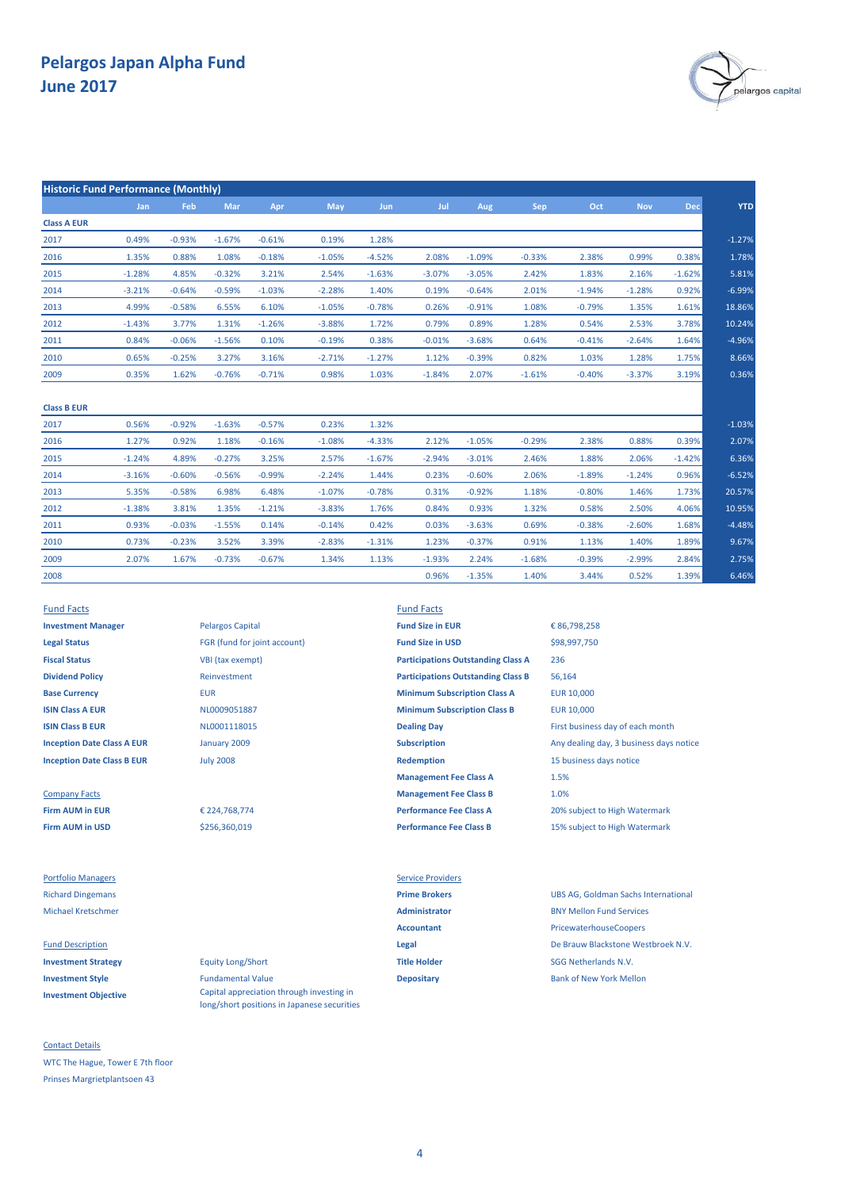# Pelargos Japan Alpha Fund
## June 2017

| Historic Fund Performance (Monthly) | | | | | | | | | | | | | |
|---|---|---|---|---|---|---|---|---|---|---|---|---|---|
| | Jan | Feb | Mar | Apr | May | Jun | Jul | Aug | Sep | Oct | Nov | Dec | YTD |
| **Class A EUR** | | | | | | | | | | | | | |
| 2017 | 0.49% | -0.93% | -1.67% | -0.61% | 0.19% | 1.28% | | | | | | | -1.27% |
| 2016 | 1.35% | 0.88% | 1.08% | -0.18% | -1.05% | -4.52% | 2.08% | -1.09% | -0.33% | 2.38% | 0.99% | 0.38% | 1.78% |
| 2015 | -1.28% | 4.85% | -0.32% | 3.21% | 2.54% | -1.63% | -3.07% | -3.05% | 2.42% | 1.83% | 2.16% | -1.62% | 5.81% |
| 2014 | -3.21% | -0.64% | -0.59% | -1.03% | -2.28% | 1.40% | 0.19% | -0.64% | 2.01% | -1.94% | -1.28% | 0.92% | -6.99% |
| 2013 | 4.99% | -0.58% | 6.55% | 6.10% | -1.05% | -0.78% | 0.26% | -0.91% | 1.08% | -0.79% | 1.35% | 1.61% | 18.86% |
| 2012 | -1.43% | 3.77% | 1.31% | -1.26% | -3.88% | 1.72% | 0.79% | 0.89% | 1.28% | 0.54% | 2.53% | 3.78% | 10.24% |
| 2011 | 0.84% | -0.06% | -1.56% | 0.10% | -0.19% | 0.38% | -0.01% | -3.68% | 0.64% | -0.41% | -2.64% | 1.64% | -4.96% |
| 2010 | 0.65% | -0.25% | 3.27% | 3.16% | -2.71% | -1.27% | 1.12% | -0.39% | 0.82% | 1.03% | 1.28% | 1.75% | 8.66% |
| 2009 | 0.35% | 1.62% | -0.76% | -0.71% | 0.98% | 1.03% | -1.84% | 2.07% | -1.61% | -0.40% | -3.37% | 3.19% | 0.36% |
| **Class B EUR** | | | | | | | | | | | | | |
| 2017 | 0.56% | -0.92% | -1.63% | -0.57% | 0.23% | 1.32% | | | | | | | -1.03% |
| 2016 | 1.27% | 0.92% | 1.18% | -0.16% | -1.08% | -4.33% | 2.12% | -1.05% | -0.29% | 2.38% | 0.88% | 0.39% | 2.07% |
| 2015 | -1.24% | 4.89% | -0.27% | 3.25% | 2.57% | -1.67% | -2.94% | -3.01% | 2.46% | 1.88% | 2.06% | -1.42% | 6.36% |
| 2014 | -3.16% | -0.60% | -0.56% | -0.99% | -2.24% | 1.44% | 0.23% | -0.60% | 2.06% | -1.89% | -1.24% | 0.96% | -6.52% |
| 2013 | 5.35% | -0.58% | 6.98% | 6.48% | -1.07% | -0.78% | 0.31% | -0.92% | 1.18% | -0.80% | 1.46% | 1.73% | 20.57% |
| 2012 | -1.38% | 3.81% | 1.35% | -1.21% | -3.83% | 1.76% | 0.84% | 0.93% | 1.32% | 0.58% | 2.50% | 4.06% | 10.95% |
| 2011 | 0.93% | -0.03% | -1.55% | 0.14% | -0.14% | 0.42% | 0.03% | -3.63% | 0.69% | -0.38% | -2.60% | 1.68% | -4.48% |
| 2010 | 0.73% | -0.23% | 3.52% | 3.39% | -2.83% | -1.31% | 1.23% | -0.37% | 0.91% | 1.13% | 1.40% | 1.89% | 9.67% |
| 2009 | 2.07% | 1.67% | -0.73% | -0.67% | 1.34% | 1.13% | -1.93% | 2.24% | -1.68% | -0.39% | -2.99% | 2.84% | 2.75% |
| 2008 | | | | | | | 0.96% | -1.35% | 1.40% | 3.44% | 0.52% | 1.39% | 6.46% |

### Fund Facts

| | |
|---|---|
| **Investment Manager** | Pelargos Capital |
| **Legal Status** | FGR (fund for joint account) |
| **Fiscal Status** | VBI (tax exempt) |
| **Dividend Policy** | Reinvestment |
| **Base Currency** | EUR |
| **ISIN Class A EUR** | NL0009051887 |
| **ISIN Class B EUR** | NL0001118015 |
| **Inception Date Class A EUR** | January 2009 |
| **Inception Date Class B EUR** | July 2008 |

### Company Facts

| | |
|---|---|
| **Firm AUM in EUR** | € 224,768,774 |
| **Firm AUM in USD** | $256,360,019 |

### Fund Facts

| | |
|---|---|
| **Fund Size in EUR** | € 86,798,258 |
| **Fund Size in USD** | $98,997,750 |
| **Participations Outstanding Class A** | 236 |
| **Participations Outstanding Class B** | 56,164 |
| **Minimum Subscription Class A** | EUR 10,000 |
| **Minimum Subscription Class B** | EUR 10,000 |
| **Dealing Day** | First business day of each month |
| **Subscription** | Any dealing day, 3 business days notice |
| **Redemption** | 15 business days notice |
| **Management Fee Class A** | 1.5% |
| **Management Fee Class B** | 1.0% |
| **Performance Fee Class A** | 20% subject to High Watermark |
| **Performance Fee Class B** | 15% subject to High Watermark |

### Portfolio Managers

Richard Dingemans
Michael Kretschmer

### Fund Description

| | |
|---|---|
| **Investment Strategy** | Equity Long/Short |
| **Investment Style** | Fundamental Value |
| **Investment Objective** | Capital appreciation through investing in long/short positions in Japanese securities |

### Service Providers

| | |
|---|---|
| **Prime Brokers** | UBS AG, Goldman Sachs International |
| **Administrator** | BNY Mellon Fund Services |
| **Accountant** | PricewaterhouseCoopers |
| **Legal** | De Brauw Blackstone Westbroek N.V. |
| **Title Holder** | SGG Netherlands N.V. |
| **Depositary** | Bank of New York Mellon |

### Contact Details

WTC The Hague, Tower E 7th floor
Prinses Margrietplantsoen 43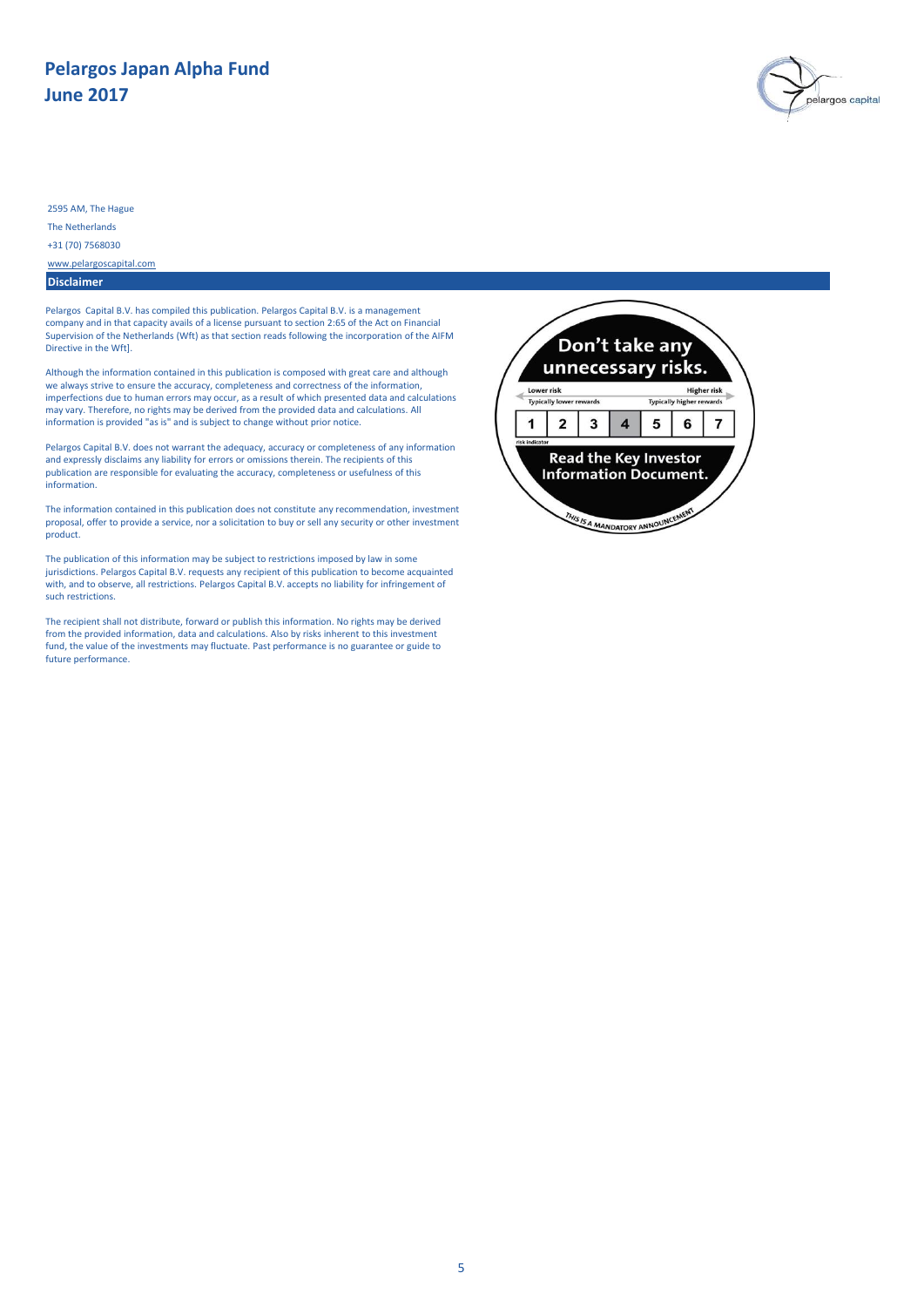# Pelargos Japan Alpha Fund
## June 2017

2595 AM, The Hague

The Netherlands

+31 (70) 7568030

www.pelargoscapital.com

## Disclaimer

Pelargos Capital B.V. has compiled this publication. Pelargos Capital B.V. is a management company and in that capacity avails of a license pursuant to section 2:65 of the Act on Financial Supervision of the Netherlands (Wft) as that section reads following the incorporation of the AIFM Directive in the Wft].

Although the information contained in this publication is composed with great care and although we always strive to ensure the accuracy, completeness and correctness of the information, imperfections due to human errors may occur, as a result of which presented data and calculations may vary. Therefore, no rights may be derived from the provided data and calculations. All information is provided "as is" and is subject to change without prior notice.

Pelargos Capital B.V. does not warrant the adequacy, accuracy or completeness of any information and expressly disclaims any liability for errors or omissions therein. The recipients of this publication are responsible for evaluating the accuracy, completeness or usefulness of this information.

The information contained in this publication does not constitute any recommendation, investment proposal, offer to provide a service, nor a solicitation to buy or sell any security or other investment product.

The publication of this information may be subject to restrictions imposed by law in some jurisdictions. Pelargos Capital B.V. requests any recipient of this publication to become acquainted with, and to observe, all restrictions. Pelargos Capital B.V. accepts no liability for infringement of such restrictions.

The recipient shall not distribute, forward or publish this information. No rights may be derived from the provided information, data and calculations. Also by risks inherent to this investment fund, the value of the investments may fluctuate. Past performance is no guarantee or guide to future performance.

Don't take any unnecessary risks.

Lower risk
Typically lower rewards
Higher risk
Typically higher rewards

1 2 3 4 5 6 7

risk indicator

Read the Key Investor Information Document.

THIS IS A MANDATORY ANNOUNCEMENT